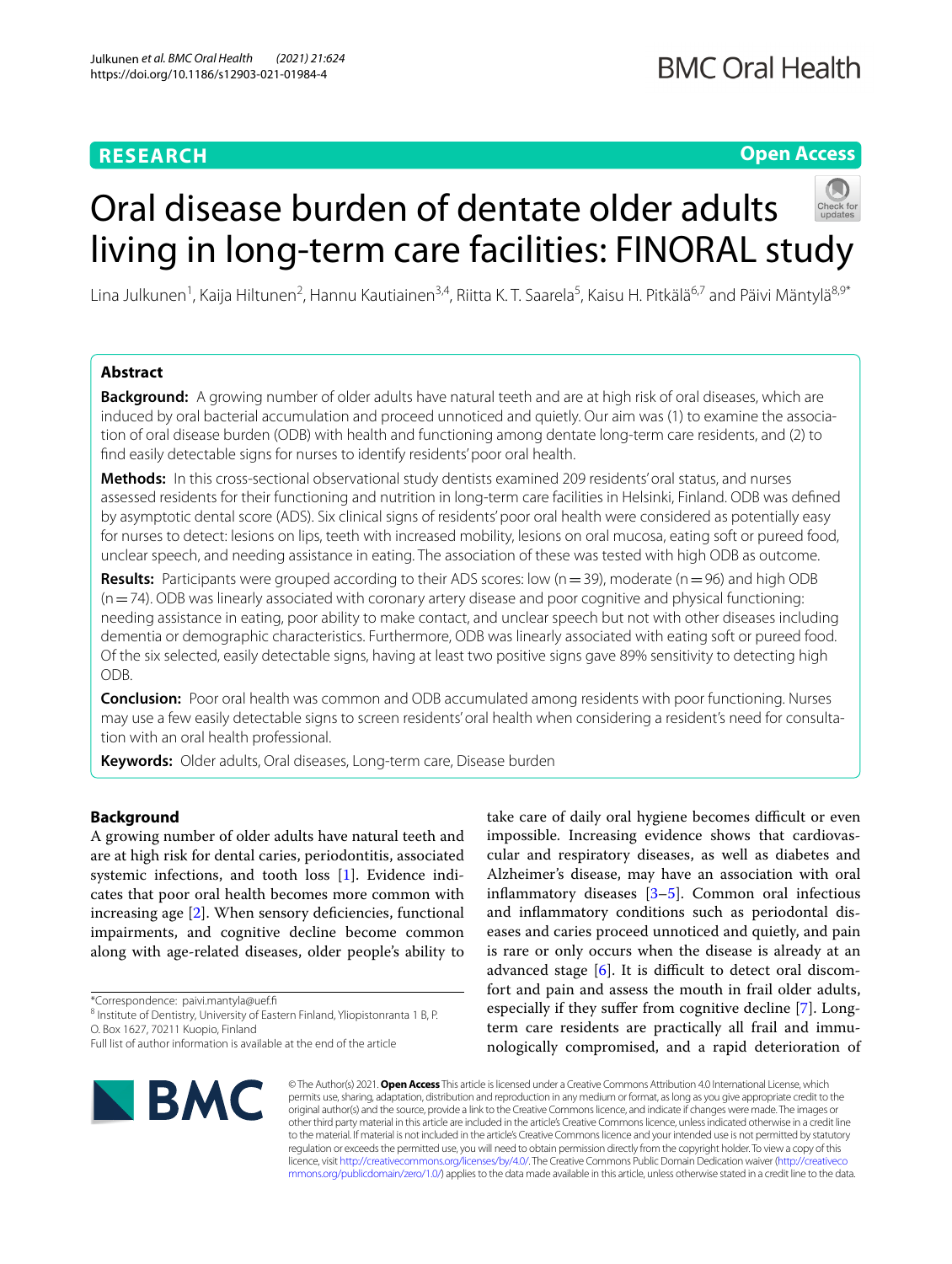RESEARCH

Open Access

# Oral disease burden of dentate older adults living in long-term care facilities: FINORAL study

Lina Julkunen[1], Kaija Hiltunen[2], Hannu Kautiainen[3,4], Riitta K. T. Saarela[5], Kaisu H. Pitkälä[6,7] and Päivi Mäntylä[8,9*]

## Abstract

**Background:** A growing number of older adults have natural teeth and are at high risk of oral diseases, which are induced by oral bacterial accumulation and proceed unnoticed and quietly. Our aim was (1) to examine the association of oral disease burden (ODB) with health and functioning among dentate long-term care residents, and (2) to find easily detectable signs for nurses to identify residents' poor oral health.

**Methods:** In this cross-sectional observational study dentists examined 209 residents' oral status, and nurses assessed residents for their functioning and nutrition in long-term care facilities in Helsinki, Finland. ODB was defined by asymptotic dental score (ADS). Six clinical signs of residents' poor oral health were considered as potentially easy for nurses to detect: lesions on lips, teeth with increased mobility, lesions on oral mucosa, eating soft or pureed food, unclear speech, and needing assistance in eating. The association of these was tested with high ODB as outcome.

**Results:** Participants were grouped according to their ADS scores: low (n = 39), moderate (n = 96) and high ODB (n = 74). ODB was linearly associated with coronary artery disease and poor cognitive and physical functioning: needing assistance in eating, poor ability to make contact, and unclear speech but not with other diseases including dementia or demographic characteristics. Furthermore, ODB was linearly associated with eating soft or pureed food. Of the six selected, easily detectable signs, having at least two positive signs gave 89% sensitivity to detecting high ODB.

**Conclusion:** Poor oral health was common and ODB accumulated among residents with poor functioning. Nurses may use a few easily detectable signs to screen residents' oral health when considering a resident's need for consultation with an oral health professional.

**Keywords:** Older adults, Oral diseases, Long-term care, Disease burden

## Background

A growing number of older adults have natural teeth and are at high risk for dental caries, periodontitis, associated systemic infections, and tooth loss [1]. Evidence indicates that poor oral health becomes more common with increasing age [2]. When sensory deficiencies, functional impairments, and cognitive decline become common along with age-related diseases, older people's ability to take care of daily oral hygiene becomes difficult or even impossible. Increasing evidence shows that cardiovascular and respiratory diseases, as well as diabetes and Alzheimer's disease, may have an association with oral inflammatory diseases [3–5]. Common oral infectious and inflammatory conditions such as periodontal diseases and caries proceed unnoticed and quietly, and pain is rare or only occurs when the disease is already at an advanced stage [6]. It is difficult to detect oral discomfort and pain and assess the mouth in frail older adults, especially if they suffer from cognitive decline [7]. Long-term care residents are practically all frail and immunologically compromised, and a rapid deterioration of

*Correspondence: paivi.mantyla@uef.fi
[8] Institute of Dentistry, University of Eastern Finland, Yliopistonranta 1 B, P. O. Box 1627, 70211 Kuopio, Finland
Full list of author information is available at the end of the article

© The Author(s) 2021. **Open Access** This article is licensed under a Creative Commons Attribution 4.0 International License, which permits use, sharing, adaptation, distribution and reproduction in any medium or format, as long as you give appropriate credit to the original author(s) and the source, provide a link to the Creative Commons licence, and indicate if changes were made. The images or other third party material in this article are included in the article's Creative Commons licence, unless indicated otherwise in a credit line to the material. If material is not included in the article's Creative Commons licence and your intended use is not permitted by statutory regulation or exceeds the permitted use, you will need to obtain permission directly from the copyright holder. To view a copy of this licence, visit http://creativecommons.org/licenses/by/4.0/. The Creative Commons Public Domain Dedication waiver (http://creativecommons.org/publicdomain/zero/1.0/) applies to the data made available in this article, unless otherwise stated in a credit line to the data.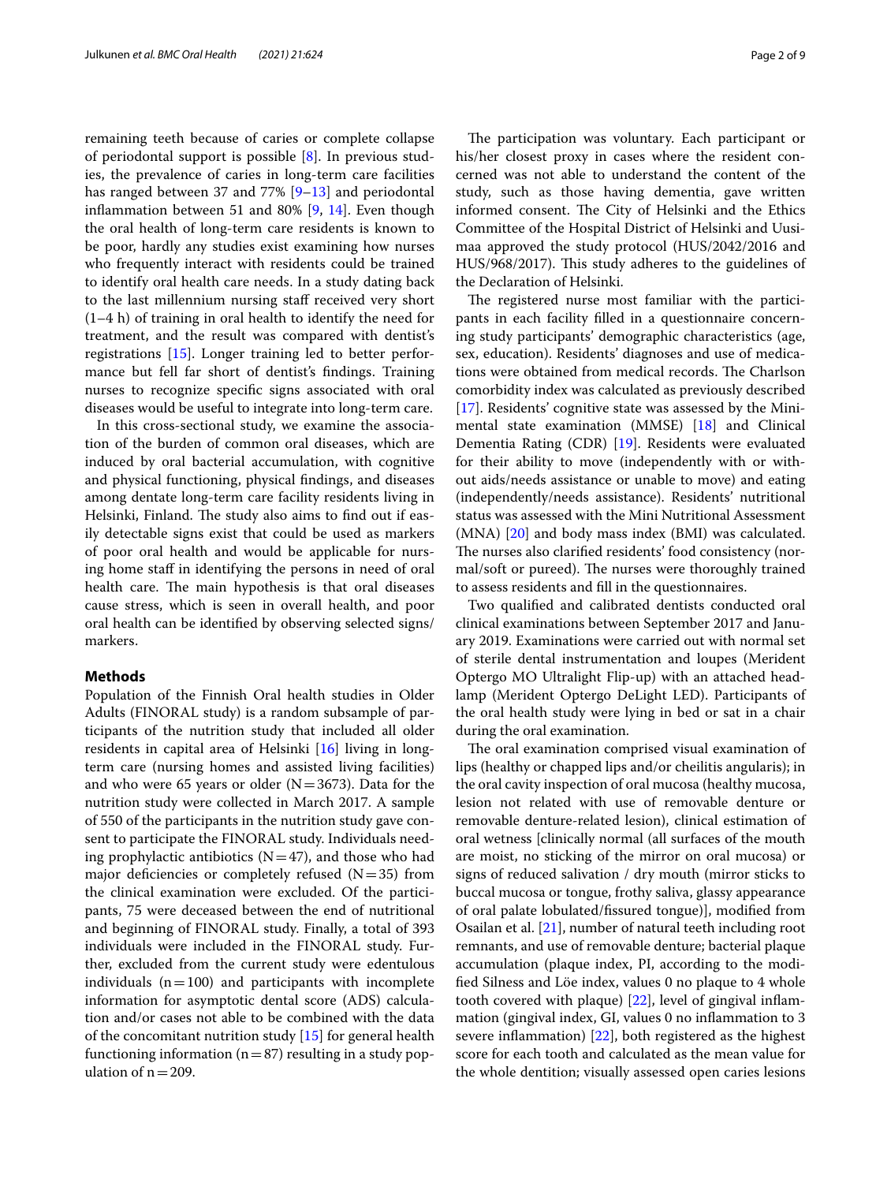remaining teeth because of caries or complete collapse of periodontal support is possible [8]. In previous studies, the prevalence of caries in long-term care facilities has ranged between 37 and 77% [9–13] and periodontal inflammation between 51 and 80% [9, 14]. Even though the oral health of long-term care residents is known to be poor, hardly any studies exist examining how nurses who frequently interact with residents could be trained to identify oral health care needs. In a study dating back to the last millennium nursing staff received very short (1–4 h) of training in oral health to identify the need for treatment, and the result was compared with dentist's registrations [15]. Longer training led to better performance but fell far short of dentist's findings. Training nurses to recognize specific signs associated with oral diseases would be useful to integrate into long-term care.

In this cross-sectional study, we examine the association of the burden of common oral diseases, which are induced by oral bacterial accumulation, with cognitive and physical functioning, physical findings, and diseases among dentate long-term care facility residents living in Helsinki, Finland. The study also aims to find out if easily detectable signs exist that could be used as markers of poor oral health and would be applicable for nursing home staff in identifying the persons in need of oral health care. The main hypothesis is that oral diseases cause stress, which is seen in overall health, and poor oral health can be identified by observing selected signs/markers.

## Methods

Population of the Finnish Oral health studies in Older Adults (FINORAL study) is a random subsample of participants of the nutrition study that included all older residents in capital area of Helsinki [16] living in long-term care (nursing homes and assisted living facilities) and who were 65 years or older (N = 3673). Data for the nutrition study were collected in March 2017. A sample of 550 of the participants in the nutrition study gave consent to participate the FINORAL study. Individuals needing prophylactic antibiotics (N = 47), and those who had major deficiencies or completely refused (N = 35) from the clinical examination were excluded. Of the participants, 75 were deceased between the end of nutritional and beginning of FINORAL study. Finally, a total of 393 individuals were included in the FINORAL study. Further, excluded from the current study were edentulous individuals (n = 100) and participants with incomplete information for asymptotic dental score (ADS) calculation and/or cases not able to be combined with the data of the concomitant nutrition study [15] for general health functioning information (n = 87) resulting in a study population of n = 209.

The participation was voluntary. Each participant or his/her closest proxy in cases where the resident concerned was not able to understand the content of the study, such as those having dementia, gave written informed consent. The City of Helsinki and the Ethics Committee of the Hospital District of Helsinki and Uusimaa approved the study protocol (HUS/2042/2016 and HUS/968/2017). This study adheres to the guidelines of the Declaration of Helsinki.

The registered nurse most familiar with the participants in each facility filled in a questionnaire concerning study participants' demographic characteristics (age, sex, education). Residents' diagnoses and use of medications were obtained from medical records. The Charlson comorbidity index was calculated as previously described [17]. Residents' cognitive state was assessed by the Mini-mental state examination (MMSE) [18] and Clinical Dementia Rating (CDR) [19]. Residents were evaluated for their ability to move (independently with or without aids/needs assistance or unable to move) and eating (independently/needs assistance). Residents' nutritional status was assessed with the Mini Nutritional Assessment (MNA) [20] and body mass index (BMI) was calculated. The nurses also clarified residents' food consistency (normal/soft or pureed). The nurses were thoroughly trained to assess residents and fill in the questionnaires.

Two qualified and calibrated dentists conducted oral clinical examinations between September 2017 and January 2019. Examinations were carried out with normal set of sterile dental instrumentation and loupes (Merident Optergo MO Ultralight Flip-up) with an attached headlamp (Merident Optergo DeLight LED). Participants of the oral health study were lying in bed or sat in a chair during the oral examination.

The oral examination comprised visual examination of lips (healthy or chapped lips and/or cheilitis angularis); in the oral cavity inspection of oral mucosa (healthy mucosa, lesion not related with use of removable denture or removable denture-related lesion), clinical estimation of oral wetness [clinically normal (all surfaces of the mouth are moist, no sticking of the mirror on oral mucosa) or signs of reduced salivation / dry mouth (mirror sticks to buccal mucosa or tongue, frothy saliva, glassy appearance of oral palate lobulated/fissured tongue)], modified from Osailan et al. [21], number of natural teeth including root remnants, and use of removable denture; bacterial plaque accumulation (plaque index, PI, according to the modified Silness and Löe index, values 0 no plaque to 4 whole tooth covered with plaque) [22], level of gingival inflammation (gingival index, GI, values 0 no inflammation to 3 severe inflammation) [22], both registered as the highest score for each tooth and calculated as the mean value for the whole dentition; visually assessed open caries lesions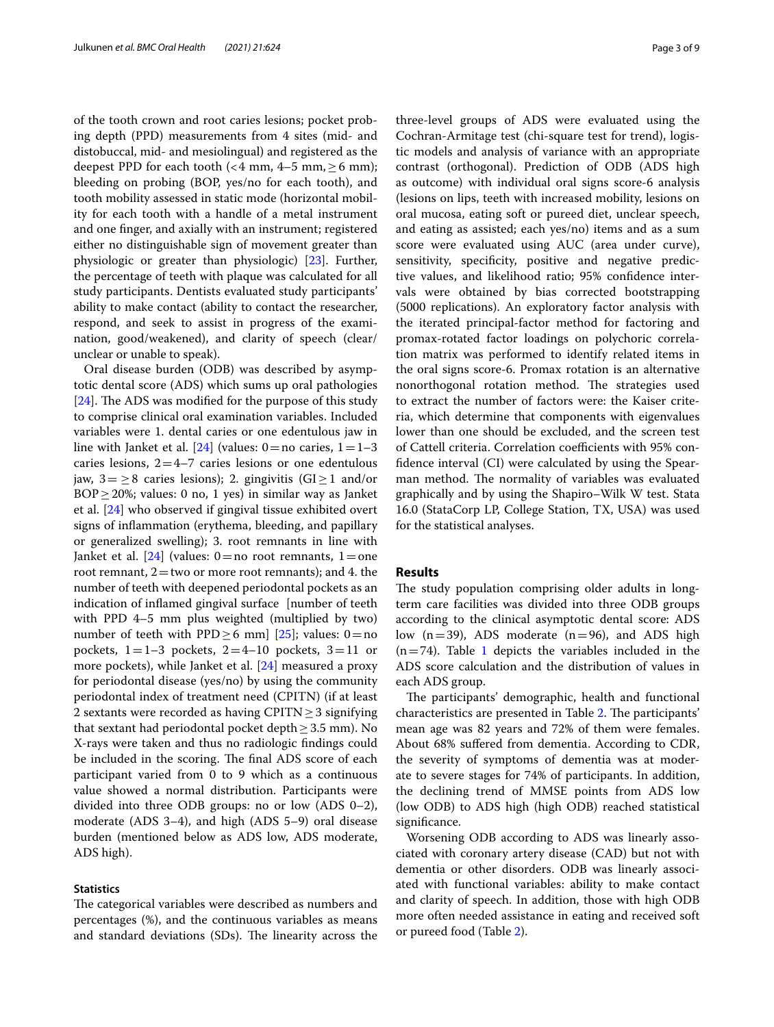of the tooth crown and root caries lesions; pocket probing depth (PPD) measurements from 4 sites (mid- and distobuccal, mid- and mesiolingual) and registered as the deepest PPD for each tooth (< 4 mm, 4–5 mm, ≥ 6 mm); bleeding on probing (BOP, yes/no for each tooth), and tooth mobility assessed in static mode (horizontal mobility for each tooth with a handle of a metal instrument and one finger, and axially with an instrument; registered either no distinguishable sign of movement greater than physiologic or greater than physiologic) [23]. Further, the percentage of teeth with plaque was calculated for all study participants. Dentists evaluated study participants' ability to make contact (ability to contact the researcher, respond, and seek to assist in progress of the examination, good/weakened), and clarity of speech (clear/unclear or unable to speak).

Oral disease burden (ODB) was described by asymptotic dental score (ADS) which sums up oral pathologies [24]. The ADS was modified for the purpose of this study to comprise clinical oral examination variables. Included variables were 1. dental caries or one edentulous jaw in line with Janket et al. [24] (values: 0 = no caries, 1 = 1–3 caries lesions, 2 = 4–7 caries lesions or one edentulous jaw, 3 = ≥ 8 caries lesions); 2. gingivitis (GI ≥ 1 and/or BOP ≥ 20%; values: 0 no, 1 yes) in similar way as Janket et al. [24] who observed if gingival tissue exhibited overt signs of inflammation (erythema, bleeding, and papillary or generalized swelling); 3. root remnants in line with Janket et al. [24] (values: 0 = no root remnants, 1 = one root remnant, 2 = two or more root remnants); and 4. the number of teeth with deepened periodontal pockets as an indication of inflamed gingival surface [number of teeth with PPD 4–5 mm plus weighted (multiplied by two) number of teeth with PPD ≥ 6 mm] [25]; values: 0 = no pockets, 1 = 1–3 pockets, 2 = 4–10 pockets, 3 = 11 or more pockets), while Janket et al. [24] measured a proxy for periodontal disease (yes/no) by using the community periodontal index of treatment need (CPITN) (if at least 2 sextants were recorded as having CPITN ≥ 3 signifying that sextant had periodontal pocket depth ≥ 3.5 mm). No X-rays were taken and thus no radiologic findings could be included in the scoring. The final ADS score of each participant varied from 0 to 9 which as a continuous value showed a normal distribution. Participants were divided into three ODB groups: no or low (ADS 0–2), moderate (ADS 3–4), and high (ADS 5–9) oral disease burden (mentioned below as ADS low, ADS moderate, ADS high).

### Statistics

The categorical variables were described as numbers and percentages (%), and the continuous variables as means and standard deviations (SDs). The linearity across the three-level groups of ADS were evaluated using the Cochran-Armitage test (chi-square test for trend), logistic models and analysis of variance with an appropriate contrast (orthogonal). Prediction of ODB (ADS high as outcome) with individual oral signs score-6 analysis (lesions on lips, teeth with increased mobility, lesions on oral mucosa, eating soft or pureed diet, unclear speech, and eating as assisted; each yes/no) items and as a sum score were evaluated using AUC (area under curve), sensitivity, specificity, positive and negative predictive values, and likelihood ratio; 95% confidence intervals were obtained by bias corrected bootstrapping (5000 replications). An exploratory factor analysis with the iterated principal-factor method for factoring and promax-rotated factor loadings on polychoric correlation matrix was performed to identify related items in the oral signs score-6. Promax rotation is an alternative nonorthogonal rotation method. The strategies used to extract the number of factors were: the Kaiser criteria, which determine that components with eigenvalues lower than one should be excluded, and the screen test of Cattell criteria. Correlation coefficients with 95% confidence interval (CI) were calculated by using the Spearman method. The normality of variables was evaluated graphically and by using the Shapiro–Wilk W test. Stata 16.0 (StataCorp LP, College Station, TX, USA) was used for the statistical analyses.

## Results

The study population comprising older adults in long-term care facilities was divided into three ODB groups according to the clinical asymptotic dental score: ADS low (n = 39), ADS moderate (n = 96), and ADS high (n = 74). Table 1 depicts the variables included in the ADS score calculation and the distribution of values in each ADS group.

The participants' demographic, health and functional characteristics are presented in Table 2. The participants' mean age was 82 years and 72% of them were females. About 68% suffered from dementia. According to CDR, the severity of symptoms of dementia was at moderate to severe stages for 74% of participants. In addition, the declining trend of MMSE points from ADS low (low ODB) to ADS high (high ODB) reached statistical significance.

Worsening ODB according to ADS was linearly associated with coronary artery disease (CAD) but not with dementia or other disorders. ODB was linearly associated with functional variables: ability to make contact and clarity of speech. In addition, those with high ODB more often needed assistance in eating and received soft or pureed food (Table 2).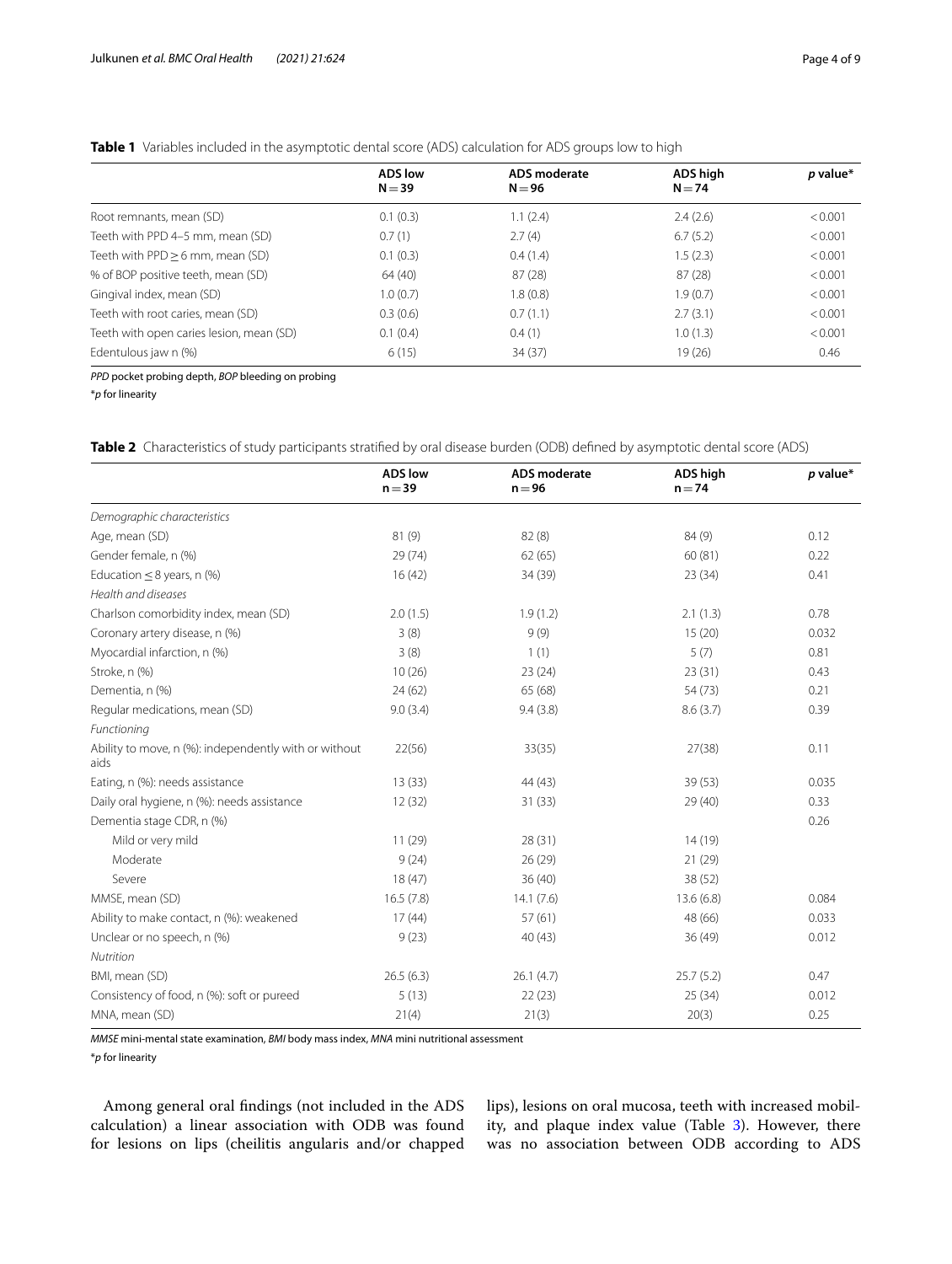**Table 1** Variables included in the asymptotic dental score (ADS) calculation for ADS groups low to high

| | ADS low N = 39 | ADS moderate N = 96 | ADS high N = 74 | *p* value* |
|---|---|---|---|---|
| Root remnants, mean (SD) | 0.1 (0.3) | 1.1 (2.4) | 2.4 (2.6) | < 0.001 |
| Teeth with PPD 4–5 mm, mean (SD) | 0.7 (1) | 2.7 (4) | 6.7 (5.2) | < 0.001 |
| Teeth with PPD ≥ 6 mm, mean (SD) | 0.1 (0.3) | 0.4 (1.4) | 1.5 (2.3) | < 0.001 |
| % of BOP positive teeth, mean (SD) | 64 (40) | 87 (28) | 87 (28) | < 0.001 |
| Gingival index, mean (SD) | 1.0 (0.7) | 1.8 (0.8) | 1.9 (0.7) | < 0.001 |
| Teeth with root caries, mean (SD) | 0.3 (0.6) | 0.7 (1.1) | 2.7 (3.1) | < 0.001 |
| Teeth with open caries lesion, mean (SD) | 0.1 (0.4) | 0.4 (1) | 1.0 (1.3) | < 0.001 |
| Edentulous jaw n (%) | 6 (15) | 34 (37) | 19 (26) | 0.46 |

*PPD* pocket probing depth, *BOP* bleeding on probing

\**p* for linearity

**Table 2** Characteristics of study participants stratified by oral disease burden (ODB) defined by asymptotic dental score (ADS)

| | ADS low n = 39 | ADS moderate n = 96 | ADS high n = 74 | *p* value* |
|---|---|---|---|---|
| *Demographic characteristics* | | | | |
| Age, mean (SD) | 81 (9) | 82 (8) | 84 (9) | 0.12 |
| Gender female, n (%) | 29 (74) | 62 (65) | 60 (81) | 0.22 |
| Education ≤ 8 years, n (%) | 16 (42) | 34 (39) | 23 (34) | 0.41 |
| *Health and diseases* | | | | |
| Charlson comorbidity index, mean (SD) | 2.0 (1.5) | 1.9 (1.2) | 2.1 (1.3) | 0.78 |
| Coronary artery disease, n (%) | 3 (8) | 9 (9) | 15 (20) | 0.032 |
| Myocardial infarction, n (%) | 3 (8) | 1 (1) | 5 (7) | 0.81 |
| Stroke, n (%) | 10 (26) | 23 (24) | 23 (31) | 0.43 |
| Dementia, n (%) | 24 (62) | 65 (68) | 54 (73) | 0.21 |
| Regular medications, mean (SD) | 9.0 (3.4) | 9.4 (3.8) | 8.6 (3.7) | 0.39 |
| *Functioning* | | | | |
| Ability to move, n (%): independently with or without aids | 22(56) | 33(35) | 27(38) | 0.11 |
| Eating, n (%): needs assistance | 13 (33) | 44 (43) | 39 (53) | 0.035 |
| Daily oral hygiene, n (%): needs assistance | 12 (32) | 31 (33) | 29 (40) | 0.33 |
| Dementia stage CDR, n (%) | | | | 0.26 |
| Mild or very mild | 11 (29) | 28 (31) | 14 (19) | |
| Moderate | 9 (24) | 26 (29) | 21 (29) | |
| Severe | 18 (47) | 36 (40) | 38 (52) | |
| MMSE, mean (SD) | 16.5 (7.8) | 14.1 (7.6) | 13.6 (6.8) | 0.084 |
| Ability to make contact, n (%): weakened | 17 (44) | 57 (61) | 48 (66) | 0.033 |
| Unclear or no speech, n (%) | 9 (23) | 40 (43) | 36 (49) | 0.012 |
| *Nutrition* | | | | |
| BMI, mean (SD) | 26.5 (6.3) | 26.1 (4.7) | 25.7 (5.2) | 0.47 |
| Consistency of food, n (%): soft or pureed | 5 (13) | 22 (23) | 25 (34) | 0.012 |
| MNA, mean (SD) | 21(4) | 21(3) | 20(3) | 0.25 |

*MMSE* mini-mental state examination, *BMI* body mass index, *MNA* mini nutritional assessment

\**p* for linearity

Among general oral findings (not included in the ADS calculation) a linear association with ODB was found for lesions on lips (cheilitis angularis and/or chapped lips), lesions on oral mucosa, teeth with increased mobility, and plaque index value (Table 3). However, there was no association between ODB according to ADS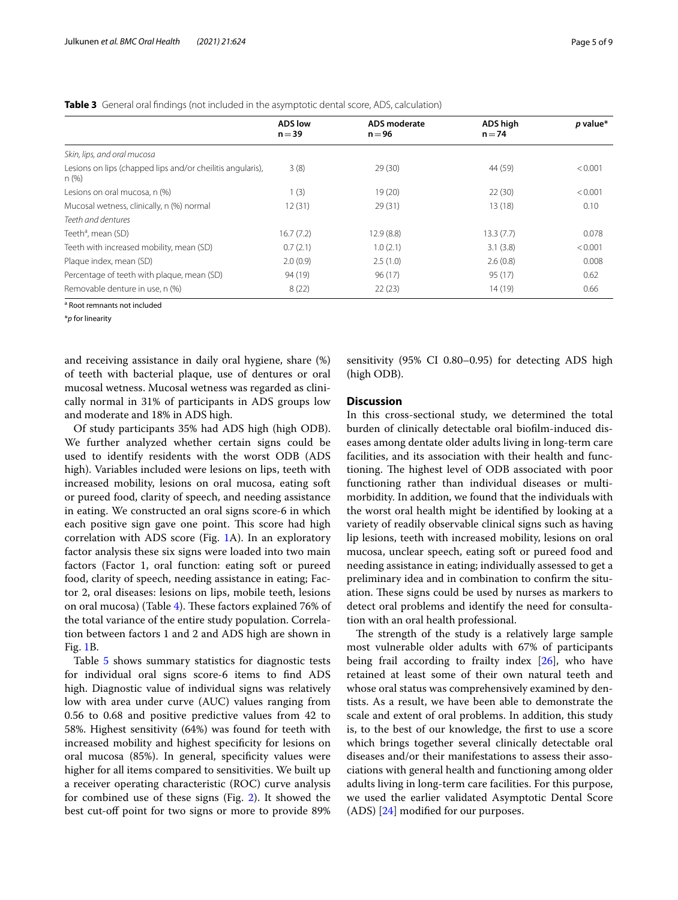**Table 3** General oral findings (not included in the asymptotic dental score, ADS, calculation)

| | ADS low n = 39 | ADS moderate n = 96 | ADS high n = 74 | *p* value* |
|---|---|---|---|---|
| *Skin, lips, and oral mucosa* | | | | |
| Lesions on lips (chapped lips and/or cheilitis angularis), n (%) | 3 (8) | 29 (30) | 44 (59) | < 0.001 |
| Lesions on oral mucosa, n (%) | 1 (3) | 19 (20) | 22 (30) | < 0.001 |
| Mucosal wetness, clinically, n (%) normal | 12 (31) | 29 (31) | 13 (18) | 0.10 |
| *Teeth and dentures* | | | | |
| Teeth[a], mean (SD) | 16.7 (7.2) | 12.9 (8.8) | 13.3 (7.7) | 0.078 |
| Teeth with increased mobility, mean (SD) | 0.7 (2.1) | 1.0 (2.1) | 3.1 (3.8) | < 0.001 |
| Plaque index, mean (SD) | 2.0 (0.9) | 2.5 (1.0) | 2.6 (0.8) | 0.008 |
| Percentage of teeth with plaque, mean (SD) | 94 (19) | 96 (17) | 95 (17) | 0.62 |
| Removable denture in use, n (%) | 8 (22) | 22 (23) | 14 (19) | 0.66 |

[a] Root remnants not included

**p* for linearity

and receiving assistance in daily oral hygiene, share (%) of teeth with bacterial plaque, use of dentures or oral mucosal wetness. Mucosal wetness was regarded as clinically normal in 31% of participants in ADS groups low and moderate and 18% in ADS high.

Of study participants 35% had ADS high (high ODB). We further analyzed whether certain signs could be used to identify residents with the worst ODB (ADS high). Variables included were lesions on lips, teeth with increased mobility, lesions on oral mucosa, eating soft or pureed food, clarity of speech, and needing assistance in eating. We constructed an oral signs score-6 in which each positive sign gave one point. This score had high correlation with ADS score (Fig. 1A). In an exploratory factor analysis these six signs were loaded into two main factors (Factor 1, oral function: eating soft or pureed food, clarity of speech, needing assistance in eating; Factor 2, oral diseases: lesions on lips, mobile teeth, lesions on oral mucosa) (Table 4). These factors explained 76% of the total variance of the entire study population. Correlation between factors 1 and 2 and ADS high are shown in Fig. 1B.

Table 5 shows summary statistics for diagnostic tests for individual oral signs score-6 items to find ADS high. Diagnostic value of individual signs was relatively low with area under curve (AUC) values ranging from 0.56 to 0.68 and positive predictive values from 42 to 58%. Highest sensitivity (64%) was found for teeth with increased mobility and highest specificity for lesions on oral mucosa (85%). In general, specificity values were higher for all items compared to sensitivities. We built up a receiver operating characteristic (ROC) curve analysis for combined use of these signs (Fig. 2). It showed the best cut-off point for two signs or more to provide 89% sensitivity (95% CI 0.80–0.95) for detecting ADS high (high ODB).

## Discussion

In this cross-sectional study, we determined the total burden of clinically detectable oral biofilm-induced diseases among dentate older adults living in long-term care facilities, and its association with their health and functioning. The highest level of ODB associated with poor functioning rather than individual diseases or multimorbidity. In addition, we found that the individuals with the worst oral health might be identified by looking at a variety of readily observable clinical signs such as having lip lesions, teeth with increased mobility, lesions on oral mucosa, unclear speech, eating soft or pureed food and needing assistance in eating; individually assessed to get a preliminary idea and in combination to confirm the situation. These signs could be used by nurses as markers to detect oral problems and identify the need for consultation with an oral health professional.

The strength of the study is a relatively large sample most vulnerable older adults with 67% of participants being frail according to frailty index [26], who have retained at least some of their own natural teeth and whose oral status was comprehensively examined by dentists. As a result, we have been able to demonstrate the scale and extent of oral problems. In addition, this study is, to the best of our knowledge, the first to use a score which brings together several clinically detectable oral diseases and/or their manifestations to assess their associations with general health and functioning among older adults living in long-term care facilities. For this purpose, we used the earlier validated Asymptotic Dental Score (ADS) [24] modified for our purposes.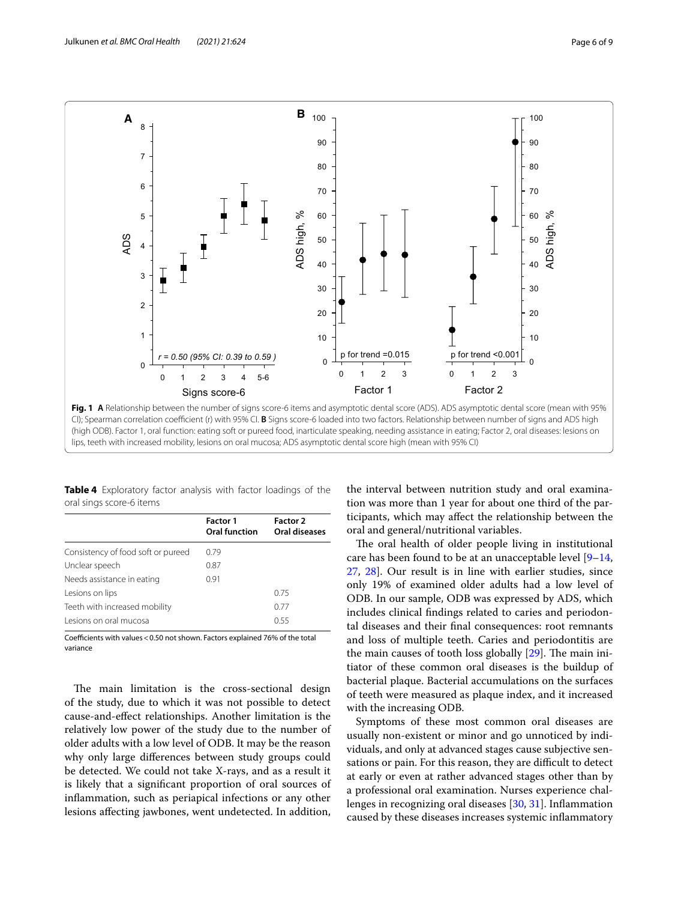**Fig. 1** **A** Relationship between the number of signs score-6 items and asymptotic dental score (ADS). ADS asymptotic dental score (mean with 95% CI); Spearman correlation coefficient (r) with 95% CI. **B** Signs score-6 loaded into two factors. Relationship between number of signs and ADS high (high ODB). Factor 1, oral function: eating soft or pureed food, inarticulate speaking, needing assistance in eating; Factor 2, oral diseases: lesions on lips, teeth with increased mobility, lesions on oral mucosa; ADS asymptotic dental score high (mean with 95% CI)

**Table 4** Exploratory factor analysis with factor loadings of the oral sings score-6 items

| | Factor 1 Oral function | Factor 2 Oral diseases |
|---|---|---|
| Consistency of food soft or pureed | 0.79 | |
| Unclear speech | 0.87 | |
| Needs assistance in eating | 0.91 | |
| Lesions on lips | | 0.75 |
| Teeth with increased mobility | | 0.77 |
| Lesions on oral mucosa | | 0.55 |

Coefficients with values < 0.50 not shown. Factors explained 76% of the total variance

The main limitation is the cross-sectional design of the study, due to which it was not possible to detect cause-and-effect relationships. Another limitation is the relatively low power of the study due to the number of older adults with a low level of ODB. It may be the reason why only large differences between study groups could be detected. We could not take X-rays, and as a result it is likely that a significant proportion of oral sources of inflammation, such as periapical infections or any other lesions affecting jawbones, went undetected. In addition, the interval between nutrition study and oral examination was more than 1 year for about one third of the participants, which may affect the relationship between the oral and general/nutritional variables.

The oral health of older people living in institutional care has been found to be at an unacceptable level [9–14, 27, 28]. Our result is in line with earlier studies, since only 19% of examined older adults had a low level of ODB. In our sample, ODB was expressed by ADS, which includes clinical findings related to caries and periodontal diseases and their final consequences: root remnants and loss of multiple teeth. Caries and periodontitis are the main causes of tooth loss globally [29]. The main initiator of these common oral diseases is the buildup of bacterial plaque. Bacterial accumulations on the surfaces of teeth were measured as plaque index, and it increased with the increasing ODB.

Symptoms of these most common oral diseases are usually non-existent or minor and go unnoticed by individuals, and only at advanced stages cause subjective sensations or pain. For this reason, they are difficult to detect at early or even at rather advanced stages other than by a professional oral examination. Nurses experience challenges in recognizing oral diseases [30, 31]. Inflammation caused by these diseases increases systemic inflammatory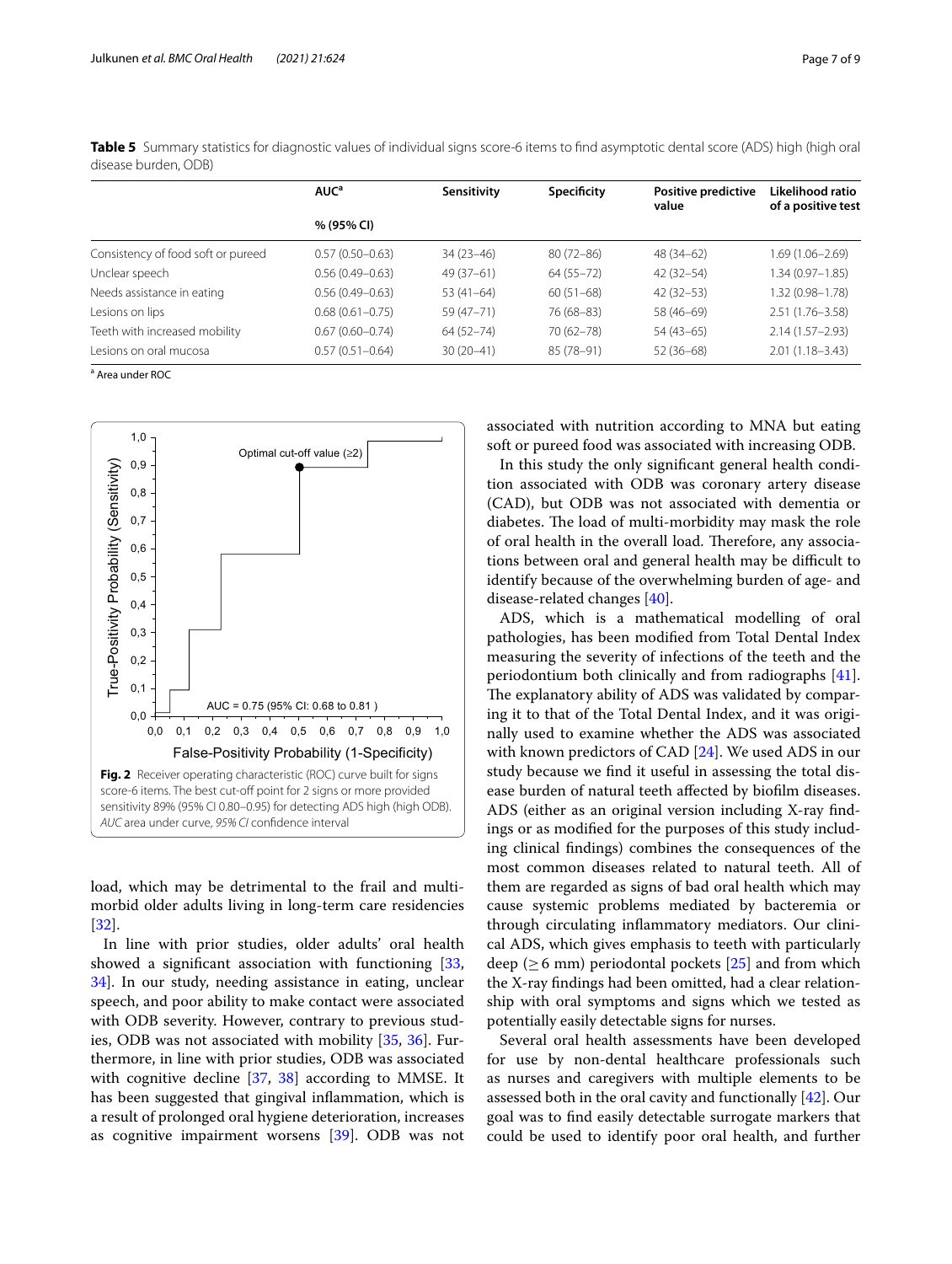**Table 5** Summary statistics for diagnostic values of individual signs score-6 items to find asymptotic dental score (ADS) high (high oral disease burden, ODB)

| | AUC[a] % (95% CI) | Sensitivity | Specificity | Positive predictive value | Likelihood ratio of a positive test |
|---|---|---|---|---|---|
| Consistency of food soft or pureed | 0.57 (0.50–0.63) | 34 (23–46) | 80 (72–86) | 48 (34–62) | 1.69 (1.06–2.69) |
| Unclear speech | 0.56 (0.49–0.63) | 49 (37–61) | 64 (55–72) | 42 (32–54) | 1.34 (0.97–1.85) |
| Needs assistance in eating | 0.56 (0.49–0.63) | 53 (41–64) | 60 (51–68) | 42 (32–53) | 1.32 (0.98–1.78) |
| Lesions on lips | 0.68 (0.61–0.75) | 59 (47–71) | 76 (68–83) | 58 (46–69) | 2.51 (1.76–3.58) |
| Teeth with increased mobility | 0.67 (0.60–0.74) | 64 (52–74) | 70 (62–78) | 54 (43–65) | 2.14 (1.57–2.93) |
| Lesions on oral mucosa | 0.57 (0.51–0.64) | 30 (20–41) | 85 (78–91) | 52 (36–68) | 2.01 (1.18–3.43) |

[a] Area under ROC

**Fig. 2** Receiver operating characteristic (ROC) curve built for signs score-6 items. The best cut-off point for 2 signs or more provided sensitivity 89% (95% CI 0.80–0.95) for detecting ADS high (high ODB). *AUC* area under curve, *95% CI* confidence interval

load, which may be detrimental to the frail and multimorbid older adults living in long-term care residencies [32].

In line with prior studies, older adults' oral health showed a significant association with functioning [33, 34]. In our study, needing assistance in eating, unclear speech, and poor ability to make contact were associated with ODB severity. However, contrary to previous studies, ODB was not associated with mobility [35, 36]. Furthermore, in line with prior studies, ODB was associated with cognitive decline [37, 38] according to MMSE. It has been suggested that gingival inflammation, which is a result of prolonged oral hygiene deterioration, increases as cognitive impairment worsens [39]. ODB was not associated with nutrition according to MNA but eating soft or pureed food was associated with increasing ODB.

In this study the only significant general health condition associated with ODB was coronary artery disease (CAD), but ODB was not associated with dementia or diabetes. The load of multi-morbidity may mask the role of oral health in the overall load. Therefore, any associations between oral and general health may be difficult to identify because of the overwhelming burden of age- and disease-related changes [40].

ADS, which is a mathematical modelling of oral pathologies, has been modified from Total Dental Index measuring the severity of infections of the teeth and the periodontium both clinically and from radiographs [41]. The explanatory ability of ADS was validated by comparing it to that of the Total Dental Index, and it was originally used to examine whether the ADS was associated with known predictors of CAD [24]. We used ADS in our study because we find it useful in assessing the total disease burden of natural teeth affected by biofilm diseases. ADS (either as an original version including X-ray findings or as modified for the purposes of this study including clinical findings) combines the consequences of the most common diseases related to natural teeth. All of them are regarded as signs of bad oral health which may cause systemic problems mediated by bacteremia or through circulating inflammatory mediators. Our clinical ADS, which gives emphasis to teeth with particularly deep ($\geq 6$ mm) periodontal pockets [25] and from which the X-ray findings had been omitted, had a clear relationship with oral symptoms and signs which we tested as potentially easily detectable signs for nurses.

Several oral health assessments have been developed for use by non-dental healthcare professionals such as nurses and caregivers with multiple elements to be assessed both in the oral cavity and functionally [42]. Our goal was to find easily detectable surrogate markers that could be used to identify poor oral health, and further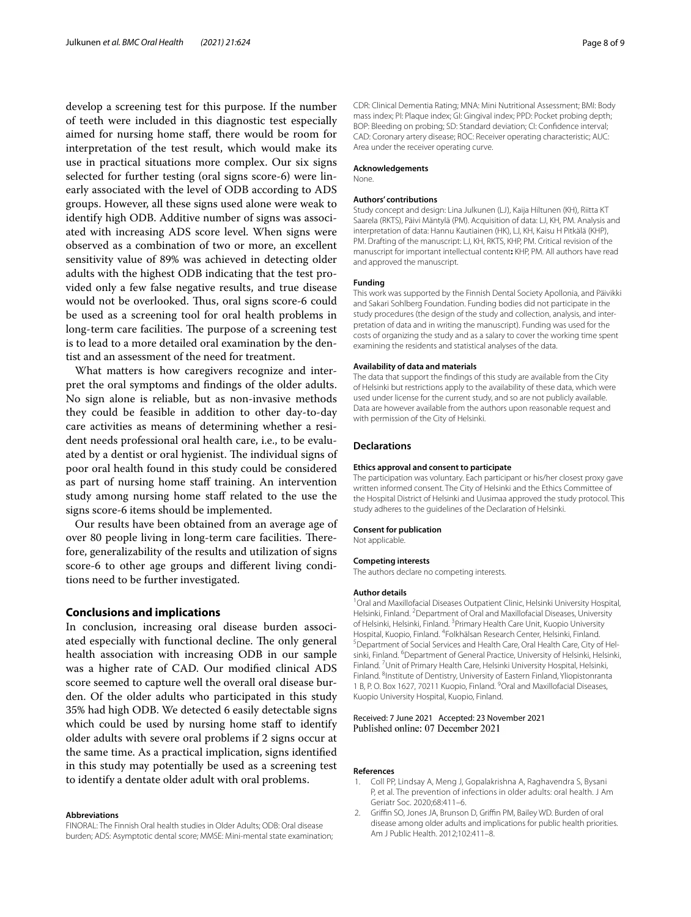develop a screening test for this purpose. If the number of teeth were included in this diagnostic test especially aimed for nursing home staff, there would be room for interpretation of the test result, which would make its use in practical situations more complex. Our six signs selected for further testing (oral signs score-6) were linearly associated with the level of ODB according to ADS groups. However, all these signs used alone were weak to identify high ODB. Additive number of signs was associated with increasing ADS score level. When signs were observed as a combination of two or more, an excellent sensitivity value of 89% was achieved in detecting older adults with the highest ODB indicating that the test provided only a few false negative results, and true disease would not be overlooked. Thus, oral signs score-6 could be used as a screening tool for oral health problems in long-term care facilities. The purpose of a screening test is to lead to a more detailed oral examination by the dentist and an assessment of the need for treatment.

What matters is how caregivers recognize and interpret the oral symptoms and findings of the older adults. No sign alone is reliable, but as non-invasive methods they could be feasible in addition to other day-to-day care activities as means of determining whether a resident needs professional oral health care, i.e., to be evaluated by a dentist or oral hygienist. The individual signs of poor oral health found in this study could be considered as part of nursing home staff training. An intervention study among nursing home staff related to the use the signs score-6 items should be implemented.

Our results have been obtained from an average age of over 80 people living in long-term care facilities. Therefore, generalizability of the results and utilization of signs score-6 to other age groups and different living conditions need to be further investigated.

## Conclusions and implications

In conclusion, increasing oral disease burden associated especially with functional decline. The only general health association with increasing ODB in our sample was a higher rate of CAD. Our modified clinical ADS score seemed to capture well the overall oral disease burden. Of the older adults who participated in this study 35% had high ODB. We detected 6 easily detectable signs which could be used by nursing home staff to identify older adults with severe oral problems if 2 signs occur at the same time. As a practical implication, signs identified in this study may potentially be used as a screening test to identify a dentate older adult with oral problems.

#### Abbreviations

FINORAL: The Finnish Oral health studies in Older Adults; ODB: Oral disease burden; ADS: Asymptotic dental score; MMSE: Mini-mental state examination; CDR: Clinical Dementia Rating; MNA: Mini Nutritional Assessment; BMI: Body mass index; PI: Plaque index; GI: Gingival index; PPD: Pocket probing depth; BOP: Bleeding on probing; SD: Standard deviation; CI: Confidence interval; CAD: Coronary artery disease; ROC: Receiver operating characteristic; AUC: Area under the receiver operating curve.

#### Acknowledgements

None.

#### Authors' contributions

Study concept and design: Lina Julkunen (LJ), Kaija Hiltunen (KH), Riitta KT Saarela (RKTS), Päivi Mäntylä (PM). Acquisition of data: LJ, KH, PM. Analysis and interpretation of data: Hannu Kautiainen (HK), LJ, KH, Kaisu H Pitkälä (KHP), PM. Drafting of the manuscript: LJ, KH, RKTS, KHP, PM. Critical revision of the manuscript for important intellectual content**:** KHP, PM. All authors have read and approved the manuscript.

#### Funding

This work was supported by the Finnish Dental Society Apollonia, and Päivikki and Sakari Sohlberg Foundation. Funding bodies did not participate in the study procedures (the design of the study and collection, analysis, and interpretation of data and in writing the manuscript). Funding was used for the costs of organizing the study and as a salary to cover the working time spent examining the residents and statistical analyses of the data.

#### Availability of data and materials

The data that support the findings of this study are available from the City of Helsinki but restrictions apply to the availability of these data, which were used under license for the current study, and so are not publicly available. Data are however available from the authors upon reasonable request and with permission of the City of Helsinki.

## Declarations

#### Ethics approval and consent to participate

The participation was voluntary. Each participant or his/her closest proxy gave written informed consent. The City of Helsinki and the Ethics Committee of the Hospital District of Helsinki and Uusimaa approved the study protocol. This study adheres to the guidelines of the Declaration of Helsinki.

#### Consent for publication

Not applicable.

#### Competing interests

The authors declare no competing interests.

#### Author details

[1]Oral and Maxillofacial Diseases Outpatient Clinic, Helsinki University Hospital, Helsinki, Finland. [2]Department of Oral and Maxillofacial Diseases, University of Helsinki, Helsinki, Finland. [3]Primary Health Care Unit, Kuopio University Hospital, Kuopio, Finland. [4]Folkhälsan Research Center, Helsinki, Finland. [5]Department of Social Services and Health Care, Oral Health Care, City of Helsinki, Finland. [6]Department of General Practice, University of Helsinki, Helsinki, Finland. [7]Unit of Primary Health Care, Helsinki University Hospital, Helsinki, Finland. [8]Institute of Dentistry, University of Eastern Finland, Yliopistonranta 1 B, P. O. Box 1627, 70211 Kuopio, Finland. [9]Oral and Maxillofacial Diseases, Kuopio University Hospital, Kuopio, Finland.

Received: 7 June 2021 Accepted: 23 November 2021
Published online: 07 December 2021

#### References

1. Coll PP, Lindsay A, Meng J, Gopalakrishna A, Raghavendra S, Bysani P, et al. The prevention of infections in older adults: oral health. J Am Geriatr Soc. 2020;68:411–6.
2. Griffin SO, Jones JA, Brunson D, Griffin PM, Bailey WD. Burden of oral disease among older adults and implications for public health priorities. Am J Public Health. 2012;102:411–8.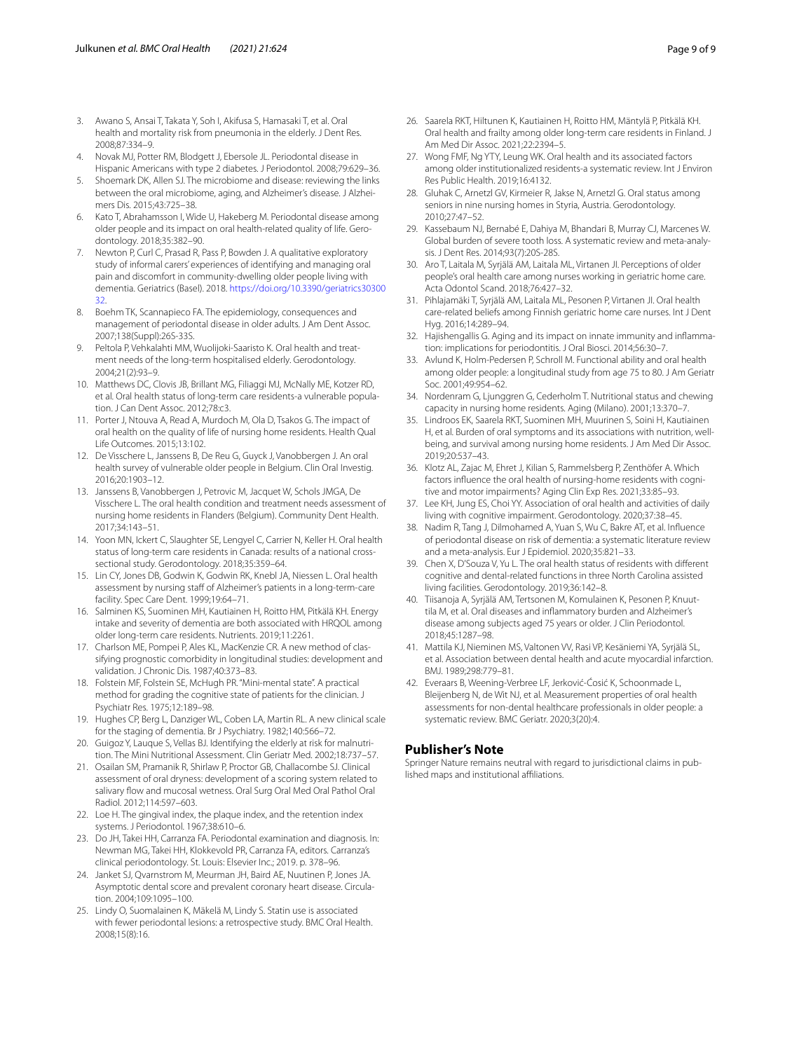3. Awano S, Ansai T, Takata Y, Soh I, Akifusa S, Hamasaki T, et al. Oral health and mortality risk from pneumonia in the elderly. J Dent Res. 2008;87:334–9.
4. Novak MJ, Potter RM, Blodgett J, Ebersole JL. Periodontal disease in Hispanic Americans with type 2 diabetes. J Periodontol. 2008;79:629–36.
5. Shoemark DK, Allen SJ. The microbiome and disease: reviewing the links between the oral microbiome, aging, and Alzheimer's disease. J Alzheimers Dis. 2015;43:725–38.
6. Kato T, Abrahamsson I, Wide U, Hakeberg M. Periodontal disease among older people and its impact on oral health-related quality of life. Gerodontology. 2018;35:382–90.
7. Newton P, Curl C, Prasad R, Pass P, Bowden J. A qualitative exploratory study of informal carers' experiences of identifying and managing oral pain and discomfort in community-dwelling older people living with dementia. Geriatrics (Basel). 2018. https://doi.org/10.3390/geriatrics3030032.
8. Boehm TK, Scannapieco FA. The epidemiology, consequences and management of periodontal disease in older adults. J Am Dent Assoc. 2007;138(Suppl):26S-33S.
9. Peltola P, Vehkalahti MM, Wuolijoki-Saaristo K. Oral health and treatment needs of the long-term hospitalised elderly. Gerodontology. 2004;21(2):93–9.
10. Matthews DC, Clovis JB, Brillant MG, Filiaggi MJ, McNally ME, Kotzer RD, et al. Oral health status of long-term care residents-a vulnerable population. J Can Dent Assoc. 2012;78:c3.
11. Porter J, Ntouva A, Read A, Murdoch M, Ola D, Tsakos G. The impact of oral health on the quality of life of nursing home residents. Health Qual Life Outcomes. 2015;13:102.
12. De Visschere L, Janssens B, De Reu G, Guyck J, Vanobbergen J. An oral health survey of vulnerable older people in Belgium. Clin Oral Investig. 2016;20:1903–12.
13. Janssens B, Vanobbergen J, Petrovic M, Jacquet W, Schols JMGA, De Visschere L. The oral health condition and treatment needs assessment of nursing home residents in Flanders (Belgium). Community Dent Health. 2017;34:143–51.
14. Yoon MN, Ickert C, Slaughter SE, Lengyel C, Carrier N, Keller H. Oral health status of long-term care residents in Canada: results of a national cross-sectional study. Gerodontology. 2018;35:359–64.
15. Lin CY, Jones DB, Godwin K, Godwin RK, Knebl JA, Niessen L. Oral health assessment by nursing staff of Alzheimer's patients in a long-term-care facility. Spec Care Dent. 1999;19:64–71.
16. Salminen KS, Suominen MH, Kautiainen H, Roitto HM, Pitkälä KH. Energy intake and severity of dementia are both associated with HRQOL among older long-term care residents. Nutrients. 2019;11:2261.
17. Charlson ME, Pompei P, Ales KL, MacKenzie CR. A new method of classifying prognostic comorbidity in longitudinal studies: development and validation. J Chronic Dis. 1987;40:373–83.
18. Folstein MF, Folstein SE, McHugh PR. "Mini-mental state". A practical method for grading the cognitive state of patients for the clinician. J Psychiatr Res. 1975;12:189–98.
19. Hughes CP, Berg L, Danziger WL, Coben LA, Martin RL. A new clinical scale for the staging of dementia. Br J Psychiatry. 1982;140:566–72.
20. Guigoz Y, Lauque S, Vellas BJ. Identifying the elderly at risk for malnutrition. The Mini Nutritional Assessment. Clin Geriatr Med. 2002;18:737–57.
21. Osailan SM, Pramanik R, Shirlaw P, Proctor GB, Challacombe SJ. Clinical assessment of oral dryness: development of a scoring system related to salivary flow and mucosal wetness. Oral Surg Oral Med Oral Pathol Oral Radiol. 2012;114:597–603.
22. Loe H. The gingival index, the plaque index, and the retention index systems. J Periodontol. 1967;38:610–6.
23. Do JH, Takei HH, Carranza FA. Periodontal examination and diagnosis. In: Newman MG, Takei HH, Klokkevold PR, Carranza FA, editors. Carranza's clinical periodontology. St. Louis: Elsevier Inc.; 2019. p. 378–96.
24. Janket SJ, Qvarnstrom M, Meurman JH, Baird AE, Nuutinen P, Jones JA. Asymptotic dental score and prevalent coronary heart disease. Circulation. 2004;109:1095–100.
25. Lindy O, Suomalainen K, Mäkelä M, Lindy S. Statin use is associated with fewer periodontal lesions: a retrospective study. BMC Oral Health. 2008;15(8):16.
26. Saarela RKT, Hiltunen K, Kautiainen H, Roitto HM, Mäntylä P, Pitkälä KH. Oral health and frailty among older long-term care residents in Finland. J Am Med Dir Assoc. 2021;22:2394–5.
27. Wong FMF, Ng YTY, Leung WK. Oral health and its associated factors among older institutionalized residents-a systematic review. Int J Environ Res Public Health. 2019;16:4132.
28. Gluhak C, Arnetzl GV, Kirmeier R, Jakse N, Arnetzl G. Oral status among seniors in nine nursing homes in Styria, Austria. Gerodontology. 2010;27:47–52.
29. Kassebaum NJ, Bernabé E, Dahiya M, Bhandari B, Murray CJ, Marcenes W. Global burden of severe tooth loss. A systematic review and meta-analysis. J Dent Res. 2014;93(7):20S-28S.
30. Aro T, Laitala M, Syrjälä AM, Laitala ML, Virtanen JI. Perceptions of older people's oral health care among nurses working in geriatric home care. Acta Odontol Scand. 2018;76:427–32.
31. Pihlajamäki T, Syrjälä AM, Laitala ML, Pesonen P, Virtanen JI. Oral health care-related beliefs among Finnish geriatric home care nurses. Int J Dent Hyg. 2016;14:289–94.
32. Hajishengallis G. Aging and its impact on innate immunity and inflammation: implications for periodontitis. J Oral Biosci. 2014;56:30–7.
33. Avlund K, Holm-Pedersen P, Schroll M. Functional ability and oral health among older people: a longitudinal study from age 75 to 80. J Am Geriatr Soc. 2001;49:954–62.
34. Nordenram G, Ljunggren G, Cederholm T. Nutritional status and chewing capacity in nursing home residents. Aging (Milano). 2001;13:370–7.
35. Lindroos EK, Saarela RKT, Suominen MH, Muurinen S, Soini H, Kautiainen H, et al. Burden of oral symptoms and its associations with nutrition, well-being, and survival among nursing home residents. J Am Med Dir Assoc. 2019;20:537–43.
36. Klotz AL, Zajac M, Ehret J, Kilian S, Rammelsberg P, Zenthöfer A. Which factors influence the oral health of nursing-home residents with cognitive and motor impairments? Aging Clin Exp Res. 2021;33:85–93.
37. Lee KH, Jung ES, Choi YY. Association of oral health and activities of daily living with cognitive impairment. Gerodontology. 2020;37:38–45.
38. Nadim R, Tang J, Dilmohamed A, Yuan S, Wu C, Bakre AT, et al. Influence of periodontal disease on risk of dementia: a systematic literature review and a meta-analysis. Eur J Epidemiol. 2020;35:821–33.
39. Chen X, D'Souza V, Yu L. The oral health status of residents with different cognitive and dental-related functions in three North Carolina assisted living facilities. Gerodontology. 2019;36:142–8.
40. Tiisanoja A, Syrjälä AM, Tertsonen M, Komulainen K, Pesonen P, Knuuttila M, et al. Oral diseases and inflammatory burden and Alzheimer's disease among subjects aged 75 years or older. J Clin Periodontol. 2018;45:1287–98.
41. Mattila KJ, Nieminen MS, Valtonen VV, Rasi VP, Kesäniemi YA, Syrjälä SL, et al. Association between dental health and acute myocardial infarction. BMJ. 1989;298:779–81.
42. Everaars B, Weening-Verbree LF, Jerković-Ćosić K, Schoonmade L, Bleijenberg N, de Wit NJ, et al. Measurement properties of oral health assessments for non-dental healthcare professionals in older people: a systematic review. BMC Geriatr. 2020;3(20):4.

## Publisher's Note

Springer Nature remains neutral with regard to jurisdictional claims in published maps and institutional affiliations.